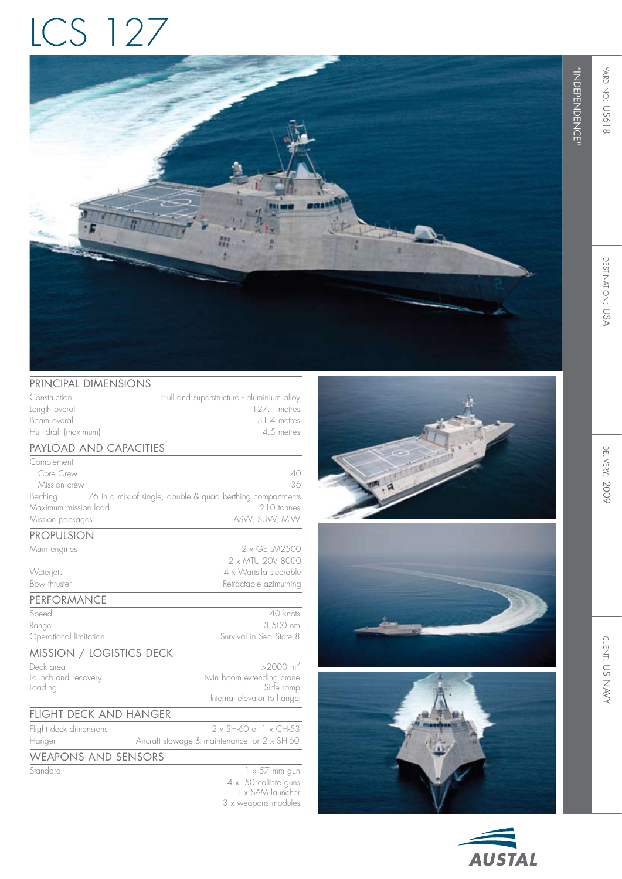# LCS 127

"INDEPENDENCE"

YARD NO: US618

DESTINATION: USA

DELIVERY: 2009

CLIENT: US NAVY

## PRINCIPAL DIMENSIONS

| | |
|---|---|
| Construction | Hull and superstructure - aluminium alloy |
| Length overall | 127.1 metres |
| Beam overall | 31.4 metres |
| Hull draft (maximum) | 4.5 metres |

## PAYLOAD AND CAPACITIES

| | |
|---|---|
| Complement | |
| Core Crew | 40 |
| Mission crew | 36 |
| Berthing | 76 in a mix of single, double & quad berthing compartments |
| Maximum mission load | 210 tonnes |
| Mission packages | ASW, SUW, MIW |

## PROPULSION

| | |
|---|---|
| Main engines | 2 x GE LM2500<br>2 x MTU 20V 8000 |
| Waterjets | 4 x Wartsila steerable |
| Bow thruster | Retractable azimuthing |

## PERFORMANCE

| | |
|---|---|
| Speed | 40 knots |
| Range | 3,500 nm |
| Operational limitation | Survival in Sea State 8 |

## MISSION / LOGISTICS DECK

| | |
|---|---|
| Deck area | >2000 $m^2$ |
| Launch and recovery | Twin boom extending crane |
| Loading | Side ramp<br>Internal elevator to hanger |

## FLIGHT DECK AND HANGER

| | |
|---|---|
| Flight deck dimensions | 2 x SH-60 or 1 x CH-53 |
| Hanger | Aircraft stowage & maintenance for 2 x SH-60 |

## WEAPONS AND SENSORS

| | |
|---|---|
| Standard | 1 x 57 mm gun<br>4 x .50 calibre guns<br>1 x SAM launcher<br>3 x weapons modules |

AUSTAL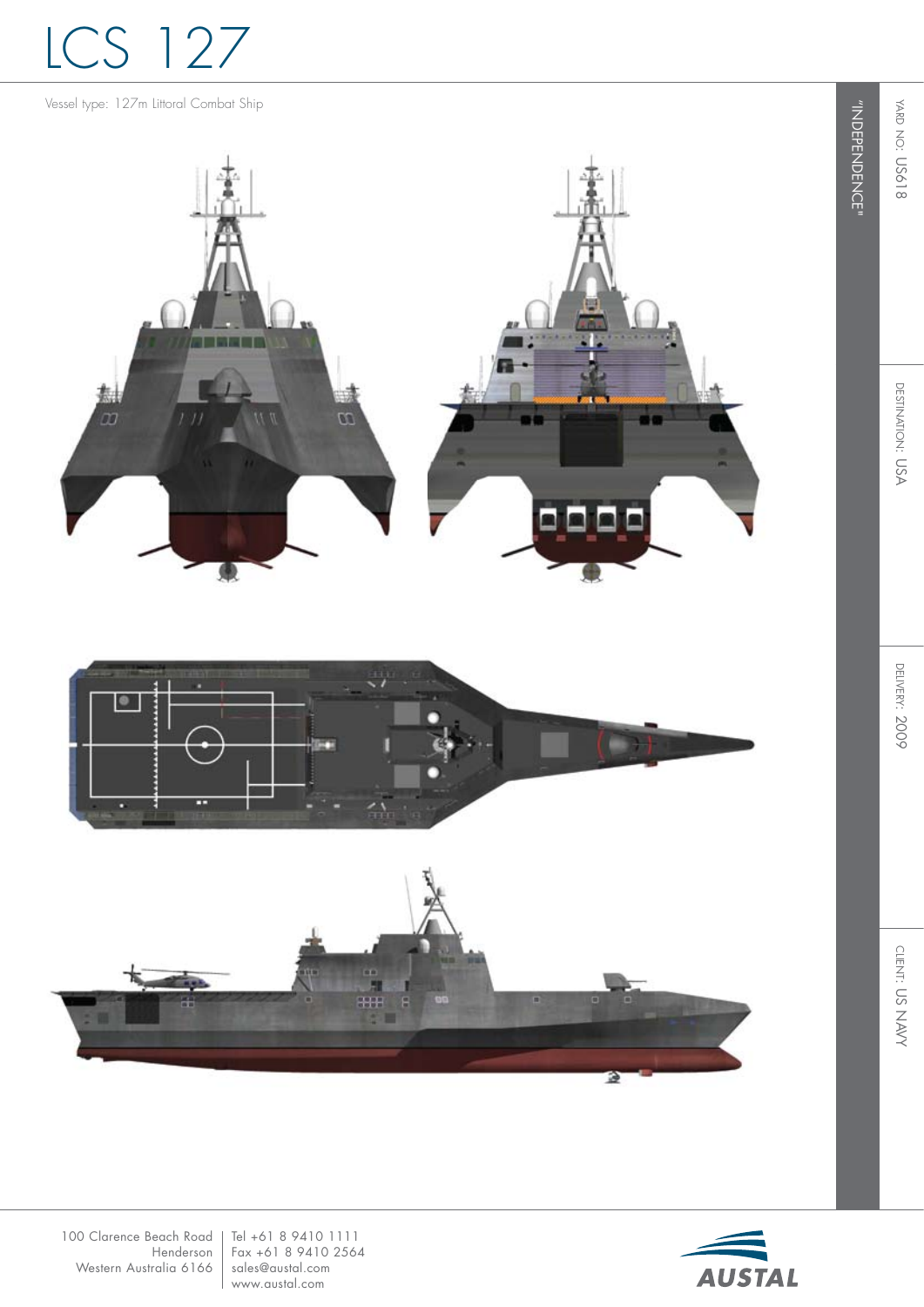# LCS 127

Vessel type: 127m Littoral Combat Ship

"INDEPENDENCE"

YARD NO: US618

DESTINATION: USA

DELIVERY: 2009

CLIENT: US NAVY

100 Clarence Beach Road
Henderson
Western Australia 6166

Tel +61 8 9410 1111
Fax +61 8 9410 2564
sales@austal.com
www.austal.com

AUSTAL